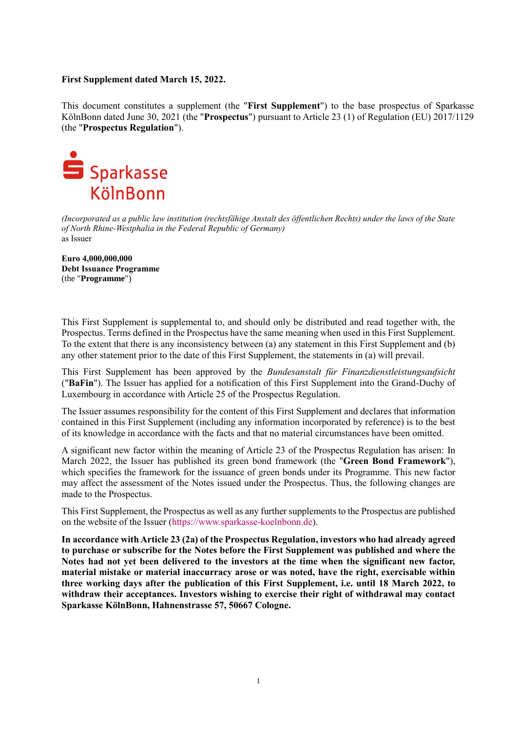**First Supplement dated March 15, 2022.**

This document constitutes a supplement (the "**First Supplement**") to the base prospectus of Sparkasse KölnBonn dated June 30, 2021 (the "**Prospectus**") pursuant to Article 23 (1) of Regulation (EU) 2017/1129 (the "**Prospectus Regulation**").

Sparkasse KölnBonn

*(Incorporated as a public law institution (rechtsfähige Anstalt des öffentlichen Rechts) under the laws of the State of North Rhine-Westphalia in the Federal Republic of Germany)*
as Issuer

**Euro 4,000,000,000**
**Debt Issuance Programme**
(the "**Programme**")

This First Supplement is supplemental to, and should only be distributed and read together with, the Prospectus. Terms defined in the Prospectus have the same meaning when used in this First Supplement. To the extent that there is any inconsistency between (a) any statement in this First Supplement and (b) any other statement prior to the date of this First Supplement, the statements in (a) will prevail.

This First Supplement has been approved by the *Bundesanstalt für Finanzdienstleistungsaufsicht* ("**BaFin**"). The Issuer has applied for a notification of this First Supplement into the Grand-Duchy of Luxembourg in accordance with Article 25 of the Prospectus Regulation.

The Issuer assumes responsibility for the content of this First Supplement and declares that information contained in this First Supplement (including any information incorporated by reference) is to the best of its knowledge in accordance with the facts and that no material circumstances have been omitted.

A significant new factor within the meaning of Article 23 of the Prospectus Regulation has arisen: In March 2022, the Issuer has published its green bond framework (the "**Green Bond Framework**"), which specifies the framework for the issuance of green bonds under its Programme. This new factor may affect the assessment of the Notes issued under the Prospectus. Thus, the following changes are made to the Prospectus.

This First Supplement, the Prospectus as well as any further supplements to the Prospectus are published on the website of the Issuer (https://www.sparkasse-koelnbonn.de).

**In accordance with Article 23 (2a) of the Prospectus Regulation, investors who had already agreed to purchase or subscribe for the Notes before the First Supplement was published and where the Notes had not yet been delivered to the investors at the time when the significant new factor, material mistake or material inaccuracy arose or was noted, have the right, exercisable within three working days after the publication of this First Supplement, i.e. until 18 March 2022, to withdraw their acceptances. Investors wishing to exercise their right of withdrawal may contact Sparkasse KölnBonn, Hahnenstrasse 57, 50667 Cologne.**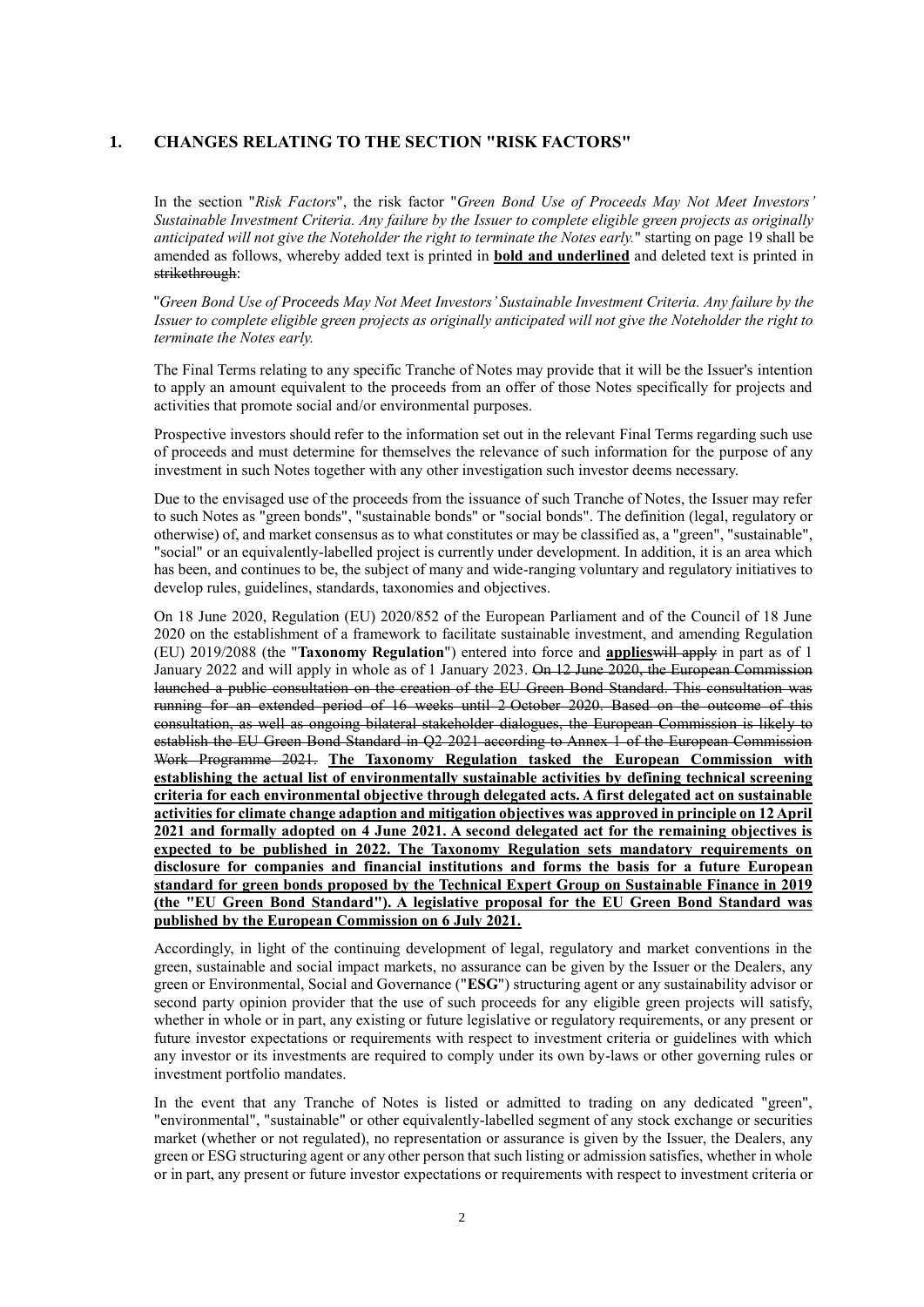## 1. CHANGES RELATING TO THE SECTION "RISK FACTORS"

In the section "*Risk Factors*", the risk factor "*Green Bond Use of Proceeds May Not Meet Investors' Sustainable Investment Criteria. Any failure by the Issuer to complete eligible green projects as originally anticipated will not give the Noteholder the right to terminate the Notes early.*" starting on page 19 shall be amended as follows, whereby added text is printed in **bold and underlined** and deleted text is printed in ~~strikethrough~~:

"*Green Bond Use of Proceeds May Not Meet Investors' Sustainable Investment Criteria. Any failure by the Issuer to complete eligible green projects as originally anticipated will not give the Noteholder the right to terminate the Notes early.*

The Final Terms relating to any specific Tranche of Notes may provide that it will be the Issuer's intention to apply an amount equivalent to the proceeds from an offer of those Notes specifically for projects and activities that promote social and/or environmental purposes.

Prospective investors should refer to the information set out in the relevant Final Terms regarding such use of proceeds and must determine for themselves the relevance of such information for the purpose of any investment in such Notes together with any other investigation such investor deems necessary.

Due to the envisaged use of the proceeds from the issuance of such Tranche of Notes, the Issuer may refer to such Notes as "green bonds", "sustainable bonds" or "social bonds". The definition (legal, regulatory or otherwise) of, and market consensus as to what constitutes or may be classified as, a "green", "sustainable", "social" or an equivalently-labelled project is currently under development. In addition, it is an area which has been, and continues to be, the subject of many and wide-ranging voluntary and regulatory initiatives to develop rules, guidelines, standards, taxonomies and objectives.

On 18 June 2020, Regulation (EU) 2020/852 of the European Parliament and of the Council of 18 June 2020 on the establishment of a framework to facilitate sustainable investment, and amending Regulation (EU) 2019/2088 (the "**Taxonomy Regulation**") entered into force and **<u>applies</u>**~~will apply~~ in part as of 1 January 2022 and will apply in whole as of 1 January 2023. ~~On 12 June 2020, the European Commission launched a public consultation on the creation of the EU Green Bond Standard. This consultation was running for an extended period of 16 weeks until 2 October 2020. Based on the outcome of this consultation, as well as ongoing bilateral stakeholder dialogues, the European Commission is likely to establish the EU Green Bond Standard in Q2 2021 according to Annex 1 of the European Commission Work Programme 2021.~~ **<u>The Taxonomy Regulation tasked the European Commission with establishing the actual list of environmentally sustainable activities by defining technical screening criteria for each environmental objective through delegated acts. A first delegated act on sustainable activities for climate change adaption and mitigation objectives was approved in principle on 12 April 2021 and formally adopted on 4 June 2021. A second delegated act for the remaining objectives is expected to be published in 2022. The Taxonomy Regulation sets mandatory requirements on disclosure for companies and financial institutions and forms the basis for a future European standard for green bonds proposed by the Technical Expert Group on Sustainable Finance in 2019 (the "EU Green Bond Standard"). A legislative proposal for the EU Green Bond Standard was published by the European Commission on 6 July 2021.</u>**

Accordingly, in light of the continuing development of legal, regulatory and market conventions in the green, sustainable and social impact markets, no assurance can be given by the Issuer or the Dealers, any green or Environmental, Social and Governance ("**ESG**") structuring agent or any sustainability advisor or second party opinion provider that the use of such proceeds for any eligible green projects will satisfy, whether in whole or in part, any existing or future legislative or regulatory requirements, or any present or future investor expectations or requirements with respect to investment criteria or guidelines with which any investor or its investments are required to comply under its own by-laws or other governing rules or investment portfolio mandates.

In the event that any Tranche of Notes is listed or admitted to trading on any dedicated "green", "environmental", "sustainable" or other equivalently-labelled segment of any stock exchange or securities market (whether or not regulated), no representation or assurance is given by the Issuer, the Dealers, any green or ESG structuring agent or any other person that such listing or admission satisfies, whether in whole or in part, any present or future investor expectations or requirements with respect to investment criteria or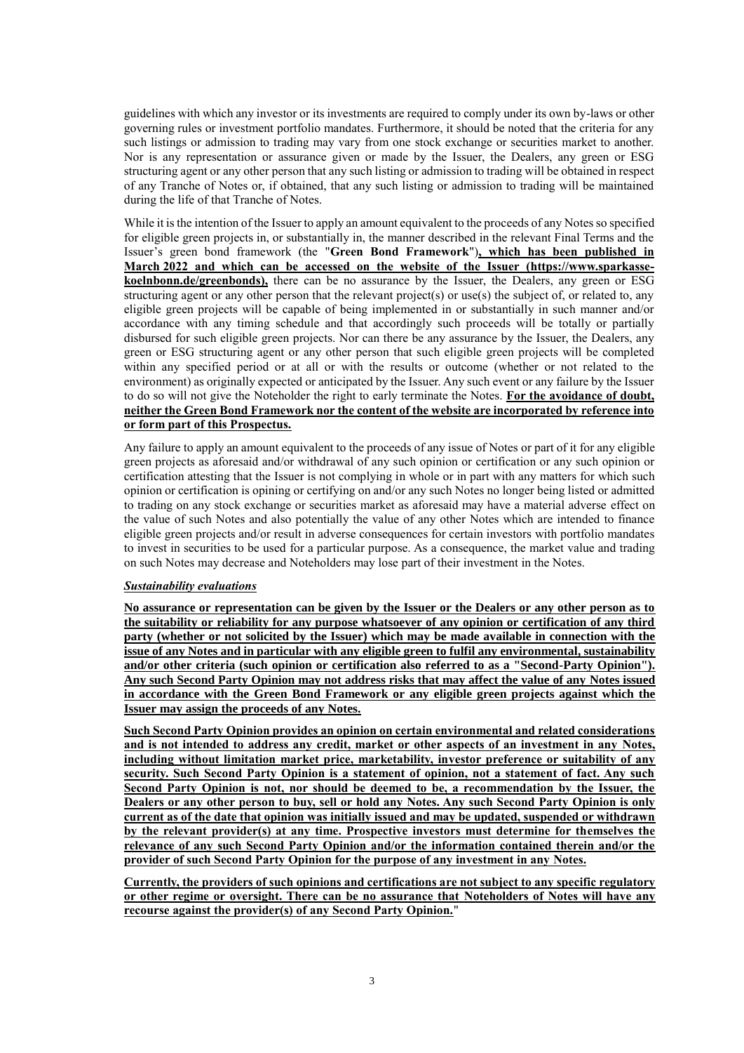guidelines with which any investor or its investments are required to comply under its own by-laws or other governing rules or investment portfolio mandates. Furthermore, it should be noted that the criteria for any such listings or admission to trading may vary from one stock exchange or securities market to another. Nor is any representation or assurance given or made by the Issuer, the Dealers, any green or ESG structuring agent or any other person that any such listing or admission to trading will be obtained in respect of any Tranche of Notes or, if obtained, that any such listing or admission to trading will be maintained during the life of that Tranche of Notes.

While it is the intention of the Issuer to apply an amount equivalent to the proceeds of any Notes so specified for eligible green projects in, or substantially in, the manner described in the relevant Final Terms and the Issuer's green bond framework (the "**Green Bond Framework**")**, which has been published in March 2022 and which can be accessed on the website of the Issuer (https://www.sparkasse-koelnbonn.de/greenbonds),** there can be no assurance by the Issuer, the Dealers, any green or ESG structuring agent or any other person that the relevant project(s) or use(s) the subject of, or related to, any eligible green projects will be capable of being implemented in or substantially in such manner and/or accordance with any timing schedule and that accordingly such proceeds will be totally or partially disbursed for such eligible green projects. Nor can there be any assurance by the Issuer, the Dealers, any green or ESG structuring agent or any other person that such eligible green projects will be completed within any specified period or at all or with the results or outcome (whether or not related to the environment) as originally expected or anticipated by the Issuer. Any such event or any failure by the Issuer to do so will not give the Noteholder the right to early terminate the Notes. **For the avoidance of doubt, neither the Green Bond Framework nor the content of the website are incorporated by reference into or form part of this Prospectus.**

Any failure to apply an amount equivalent to the proceeds of any issue of Notes or part of it for any eligible green projects as aforesaid and/or withdrawal of any such opinion or certification or any such opinion or certification attesting that the Issuer is not complying in whole or in part with any matters for which such opinion or certification is opining or certifying on and/or any such Notes no longer being listed or admitted to trading on any stock exchange or securities market as aforesaid may have a material adverse effect on the value of such Notes and also potentially the value of any other Notes which are intended to finance eligible green projects and/or result in adverse consequences for certain investors with portfolio mandates to invest in securities to be used for a particular purpose. As a consequence, the market value and trading on such Notes may decrease and Noteholders may lose part of their investment in the Notes.

***Sustainability evaluations***

**No assurance or representation can be given by the Issuer or the Dealers or any other person as to the suitability or reliability for any purpose whatsoever of any opinion or certification of any third party (whether or not solicited by the Issuer) which may be made available in connection with the issue of any Notes and in particular with any eligible green to fulfil any environmental, sustainability and/or other criteria (such opinion or certification also referred to as a "Second-Party Opinion"). Any such Second Party Opinion may not address risks that may affect the value of any Notes issued in accordance with the Green Bond Framework or any eligible green projects against which the Issuer may assign the proceeds of any Notes.**

**Such Second Party Opinion provides an opinion on certain environmental and related considerations and is not intended to address any credit, market or other aspects of an investment in any Notes, including without limitation market price, marketability, investor preference or suitability of any security. Such Second Party Opinion is a statement of opinion, not a statement of fact. Any such Second Party Opinion is not, nor should be deemed to be, a recommendation by the Issuer, the Dealers or any other person to buy, sell or hold any Notes. Any such Second Party Opinion is only current as of the date that opinion was initially issued and may be updated, suspended or withdrawn by the relevant provider(s) at any time. Prospective investors must determine for themselves the relevance of any such Second Party Opinion and/or the information contained therein and/or the provider of such Second Party Opinion for the purpose of any investment in any Notes.**

**Currently, the providers of such opinions and certifications are not subject to any specific regulatory or other regime or oversight. There can be no assurance that Noteholders of Notes will have any recourse against the provider(s) of any Second Party Opinion.**"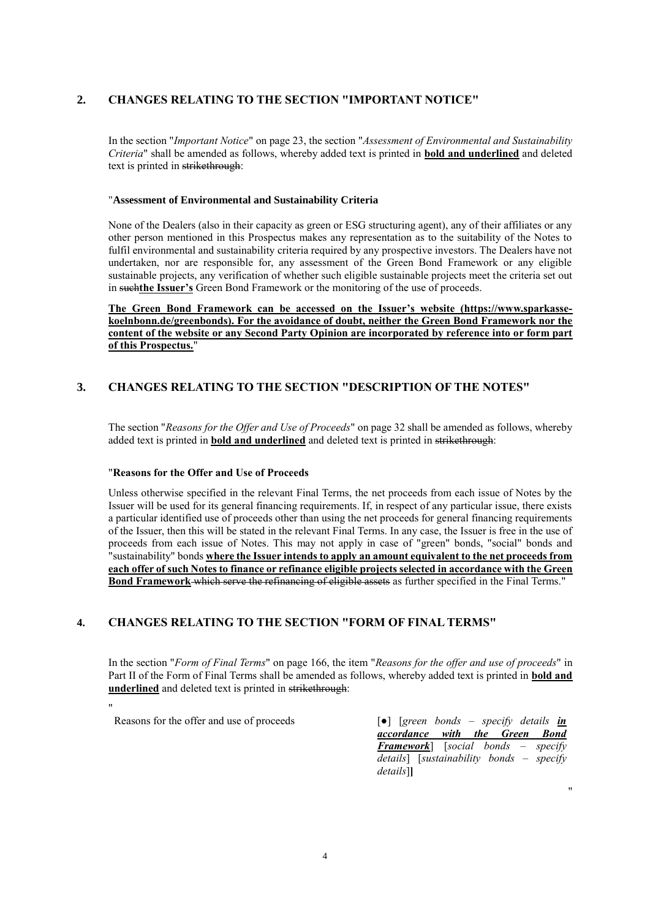## 2. CHANGES RELATING TO THE SECTION "IMPORTANT NOTICE"

In the section "*Important Notice*" on page 23, the section "*Assessment of Environmental and Sustainability Criteria*" shall be amended as follows, whereby added text is printed in **<u>bold and underlined</u>** and deleted text is printed in ~~strikethrough~~:

"**Assessment of Environmental and Sustainability Criteria**

None of the Dealers (also in their capacity as green or ESG structuring agent), any of their affiliates or any other person mentioned in this Prospectus makes any representation as to the suitability of the Notes to fulfil environmental and sustainability criteria required by any prospective investors. The Dealers have not undertaken, nor are responsible for, any assessment of the Green Bond Framework or any eligible sustainable projects, any verification of whether such eligible sustainable projects meet the criteria set out in ~~such~~**<u>the Issuer's</u>** Green Bond Framework or the monitoring of the use of proceeds.

**<u>The Green Bond Framework can be accessed on the Issuer's website (https://www.sparkasse-koelnbonn.de/greenbonds). For the avoidance of doubt, neither the Green Bond Framework nor the content of the website or any Second Party Opinion are incorporated by reference into or form part of this Prospectus.</u>**"

## 3. CHANGES RELATING TO THE SECTION "DESCRIPTION OF THE NOTES"

The section "*Reasons for the Offer and Use of Proceeds*" on page 32 shall be amended as follows, whereby added text is printed in **<u>bold and underlined</u>** and deleted text is printed in ~~strikethrough~~:

"**Reasons for the Offer and Use of Proceeds**

Unless otherwise specified in the relevant Final Terms, the net proceeds from each issue of Notes by the Issuer will be used for its general financing requirements. If, in respect of any particular issue, there exists a particular identified use of proceeds other than using the net proceeds for general financing requirements of the Issuer, then this will be stated in the relevant Final Terms. In any case, the Issuer is free in the use of proceeds from each issue of Notes. This may not apply in case of "green" bonds, "social" bonds and "sustainability" bonds **<u>where the Issuer intends to apply an amount equivalent to the net proceeds from each offer of such Notes to finance or refinance eligible projects selected in accordance with the Green Bond Framework</u>** ~~which serve the refinancing of eligible assets~~ as further specified in the Final Terms."

## 4. CHANGES RELATING TO THE SECTION "FORM OF FINAL TERMS"

In the section "*Form of Final Terms*" on page 166, the item "*Reasons for the offer and use of proceeds*" in Part II of the Form of Final Terms shall be amended as follows, whereby added text is printed in **<u>bold and underlined</u>** and deleted text is printed in ~~strikethrough~~:

"

| | |
|---|---|
| Reasons for the offer and use of proceeds | [●] [*green bonds – specify details* ***<u>in accordance with the Green Bond Framework</u>***] [*social bonds – specify details*] [*sustainability bonds – specify details*]**]** |

"